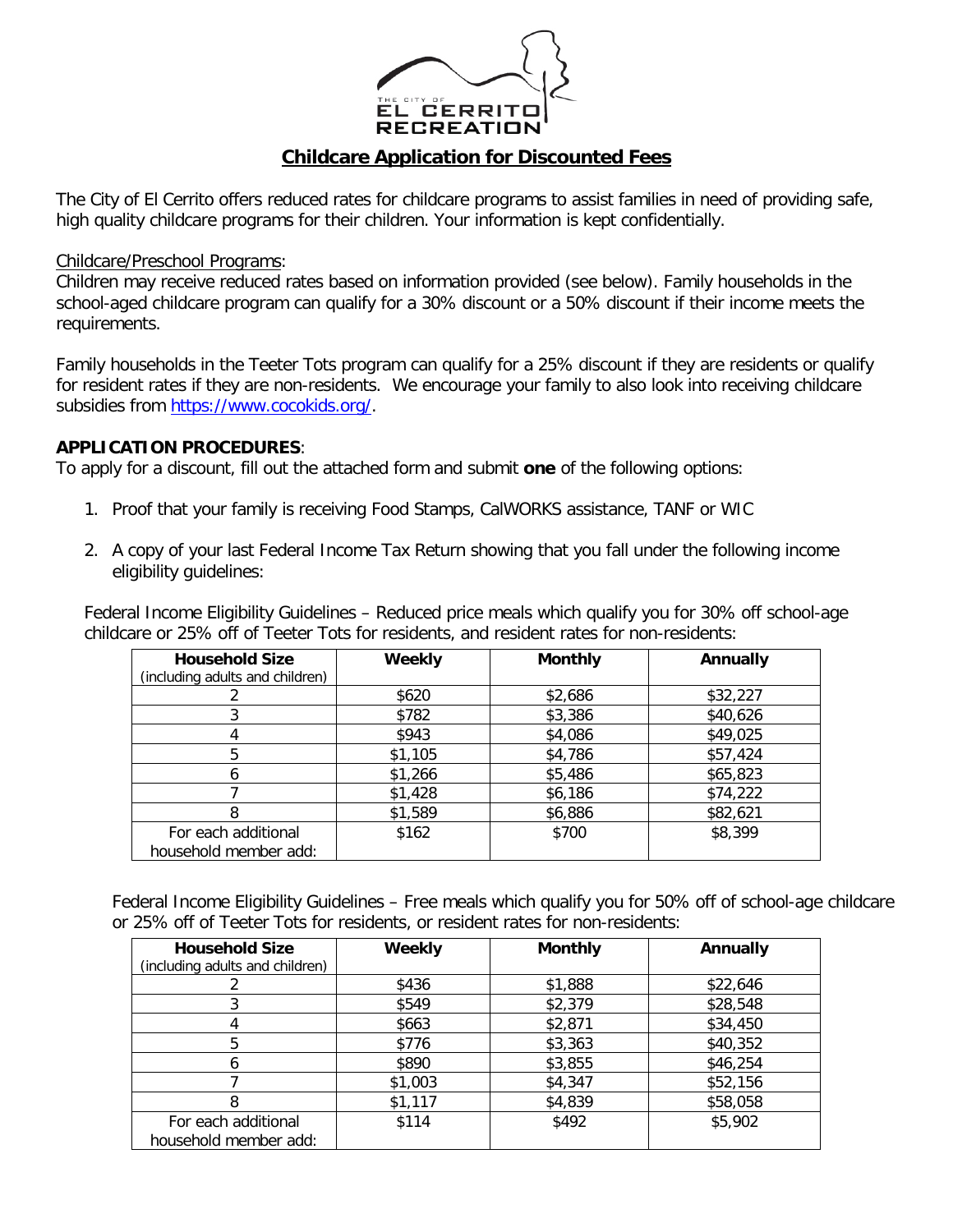THE CITY OF EL CERRITO RECREATION

## Childcare Application for Discounted Fees

The City of El Cerrito offers reduced rates for childcare programs to assist families in need of providing safe, high quality childcare programs for their children. Your information is kept confidentially.

Childcare/Preschool Programs:
Children may receive reduced rates based on information provided (see below). Family households in the school-aged childcare program can qualify for a 30% discount or a 50% discount if their income meets the requirements.

Family households in the Teeter Tots program can qualify for a 25% discount if they are residents or qualify for resident rates if they are non-residents. We encourage your family to also look into receiving childcare subsidies from https://www.cocokids.org/.

**APPLICATION PROCEDURES**:
To apply for a discount, fill out the attached form and submit **one** of the following options:

1. Proof that your family is receiving Food Stamps, CalWORKS assistance, TANF or WIC
2. A copy of your last Federal Income Tax Return showing that you fall under the following income eligibility guidelines:

Federal Income Eligibility Guidelines – Reduced price meals which qualify you for 30% off school-age childcare or 25% off of Teeter Tots for residents, and resident rates for non-residents:

| **Household Size** (including adults and children) | **Weekly** | **Monthly** | **Annually** |
|---|---|---|---|
| 2 | $620 | $2,686 | $32,227 |
| 3 | $782 | $3,386 | $40,626 |
| 4 | $943 | $4,086 | $49,025 |
| 5 | $1,105 | $4,786 | $57,424 |
| 6 | $1,266 | $5,486 | $65,823 |
| 7 | $1,428 | $6,186 | $74,222 |
| 8 | $1,589 | $6,886 | $82,621 |
| For each additional household member add: | $162 | $700 | $8,399 |

Federal Income Eligibility Guidelines – Free meals which qualify you for 50% off of school-age childcare or 25% off of Teeter Tots for residents, or resident rates for non-residents:

| **Household Size** (including adults and children) | **Weekly** | **Monthly** | **Annually** |
|---|---|---|---|
| 2 | $436 | $1,888 | $22,646 |
| 3 | $549 | $2,379 | $28,548 |
| 4 | $663 | $2,871 | $34,450 |
| 5 | $776 | $3,363 | $40,352 |
| 6 | $890 | $3,855 | $46,254 |
| 7 | $1,003 | $4,347 | $52,156 |
| 8 | $1,117 | $4,839 | $58,058 |
| For each additional household member add: | $114 | $492 | $5,902 |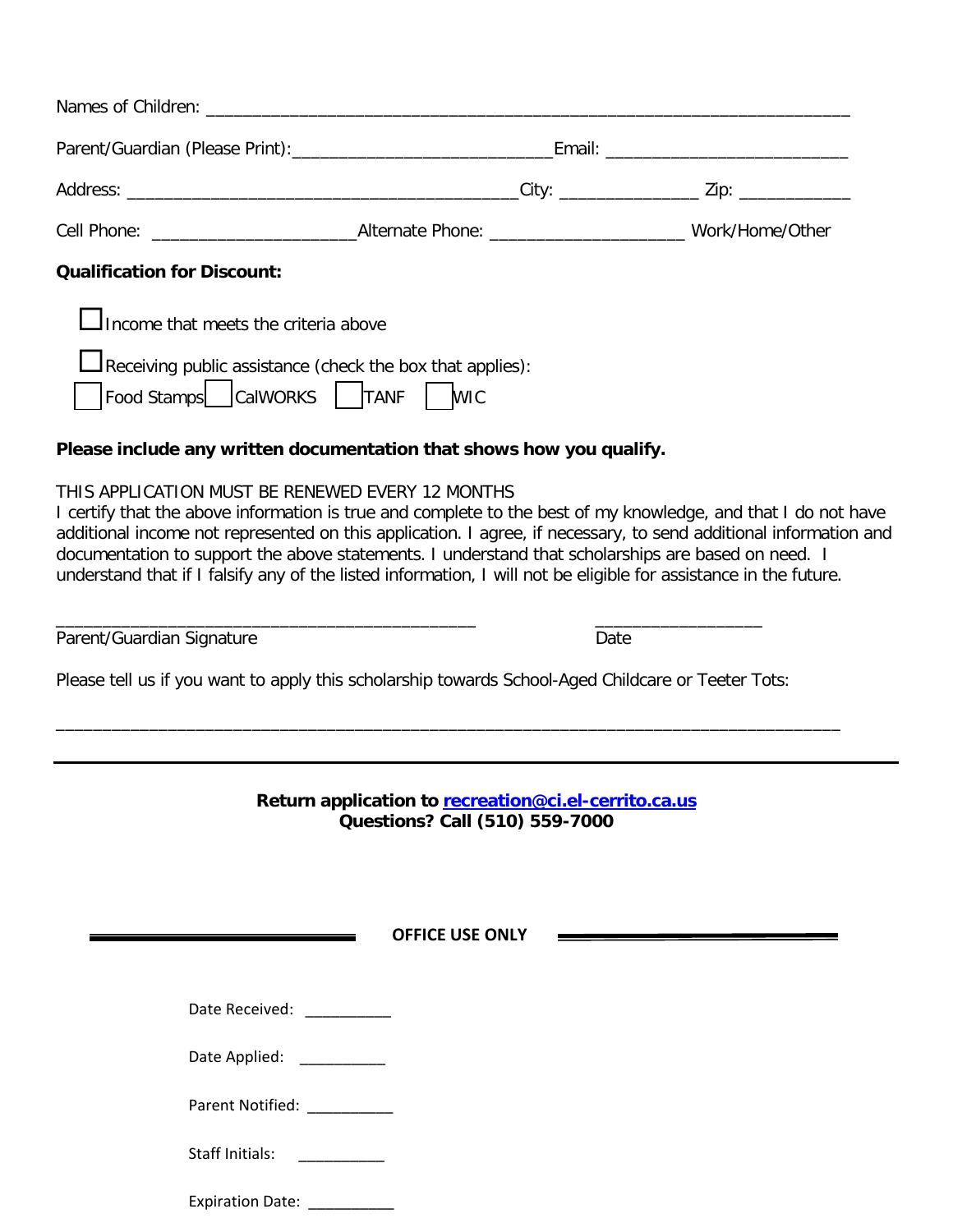Names of Children: ___________________________________________________________________________

Parent/Guardian (Please Print):____________________________Email: __________________________

Address: ___________________________________________City: ______________ Zip: ___________

Cell Phone: ______________________Alternate Phone: ____________________ Work/Home/Other

**Qualification for Discount:**

☐ Income that meets the criteria above

☐ Receiving public assistance (check the box that applies):

☐ Food Stamps ☐ CalWORKS ☐ TANF ☐ WIC

**Please include any written documentation that shows how you qualify.**

THIS APPLICATION MUST BE RENEWED EVERY 12 MONTHS

I certify that the above information is true and complete to the best of my knowledge, and that I do not have additional income not represented on this application. I agree, if necessary, to send additional information and documentation to support the above statements. I understand that scholarships are based on need. I understand that if I falsify any of the listed information, I will not be eligible for assistance in the future.

_____________________________________________ ________________

Parent/Guardian Signature Date

Please tell us if you want to apply this scholarship towards School-Aged Childcare or Teeter Tots:

_____________________________________________________________________________________

---

**Return application to [recreation@ci.el-cerrito.ca.us](mailto:recreation@ci.el-cerrito.ca.us)**
**Questions? Call (510) 559-7000**

**OFFICE USE ONLY**

Date Received: __________

Date Applied: __________

Parent Notified: __________

Staff Initials: __________

Expiration Date: __________